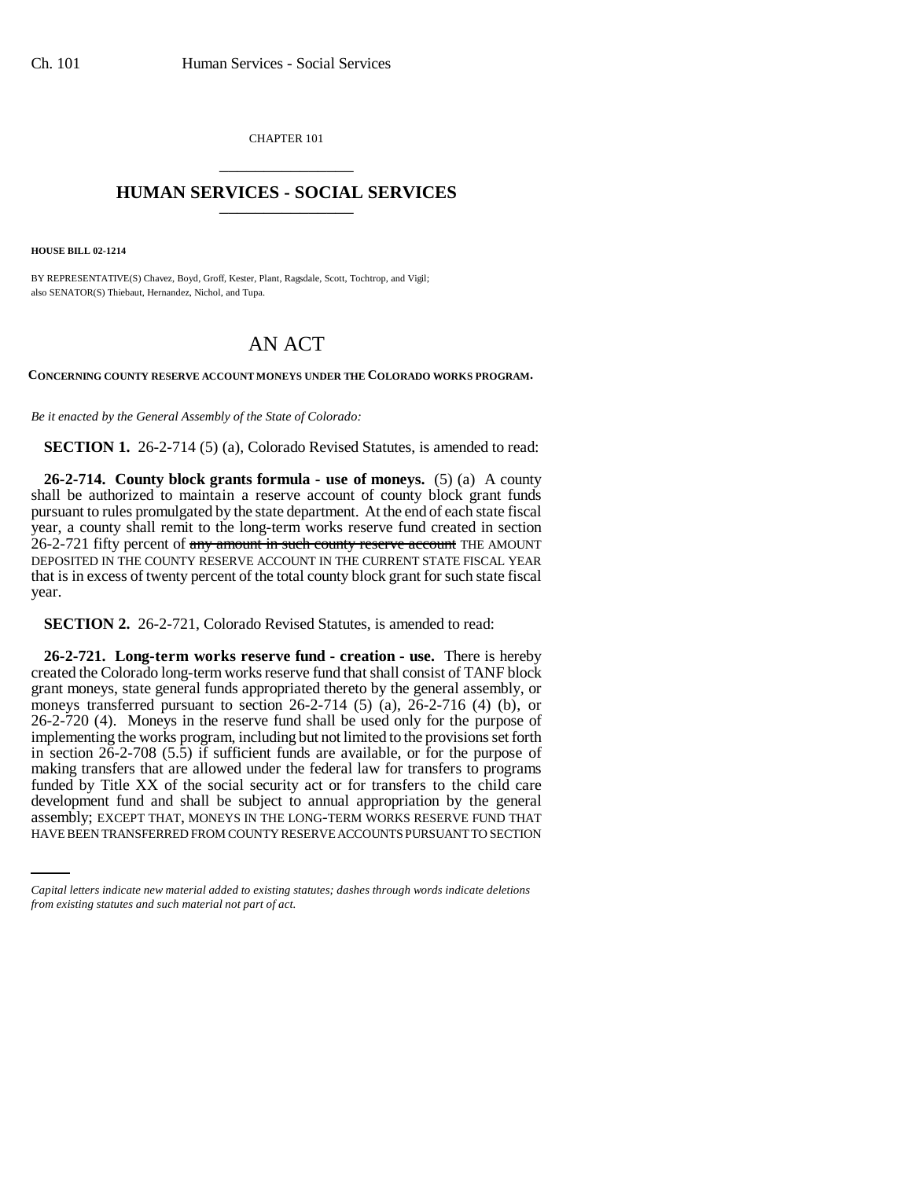CHAPTER 101

# HUMAN SERVICES - SOCIAL SERVICES

**HOUSE BILL 02-1214**

BY REPRESENTATIVE(S) Chavez, Boyd, Groff, Kester, Plant, Ragsdale, Scott, Tochtrop, and Vigil;
also SENATOR(S) Thiebaut, Hernandez, Nichol, and Tupa.

# AN ACT

**CONCERNING COUNTY RESERVE ACCOUNT MONEYS UNDER THE COLORADO WORKS PROGRAM.**

*Be it enacted by the General Assembly of the State of Colorado:*

**SECTION 1.** 26-2-714 (5) (a), Colorado Revised Statutes, is amended to read:

**26-2-714. County block grants formula - use of moneys.** (5) (a) A county shall be authorized to maintain a reserve account of county block grant funds pursuant to rules promulgated by the state department. At the end of each state fiscal year, a county shall remit to the long-term works reserve fund created in section 26-2-721 fifty percent of ~~any amount in such county reserve account~~ THE AMOUNT DEPOSITED IN THE COUNTY RESERVE ACCOUNT IN THE CURRENT STATE FISCAL YEAR that is in excess of twenty percent of the total county block grant for such state fiscal year.

**SECTION 2.** 26-2-721, Colorado Revised Statutes, is amended to read:

**26-2-721. Long-term works reserve fund - creation - use.** There is hereby created the Colorado long-term works reserve fund that shall consist of TANF block grant moneys, state general funds appropriated thereto by the general assembly, or moneys transferred pursuant to section 26-2-714 (5) (a), 26-2-716 (4) (b), or 26-2-720 (4). Moneys in the reserve fund shall be used only for the purpose of implementing the works program, including but not limited to the provisions set forth in section 26-2-708 (5.5) if sufficient funds are available, or for the purpose of making transfers that are allowed under the federal law for transfers to programs funded by Title XX of the social security act or for transfers to the child care development fund and shall be subject to annual appropriation by the general assembly; EXCEPT THAT, MONEYS IN THE LONG-TERM WORKS RESERVE FUND THAT HAVE BEEN TRANSFERRED FROM COUNTY RESERVE ACCOUNTS PURSUANT TO SECTION

*Capital letters indicate new material added to existing statutes; dashes through words indicate deletions from existing statutes and such material not part of act.*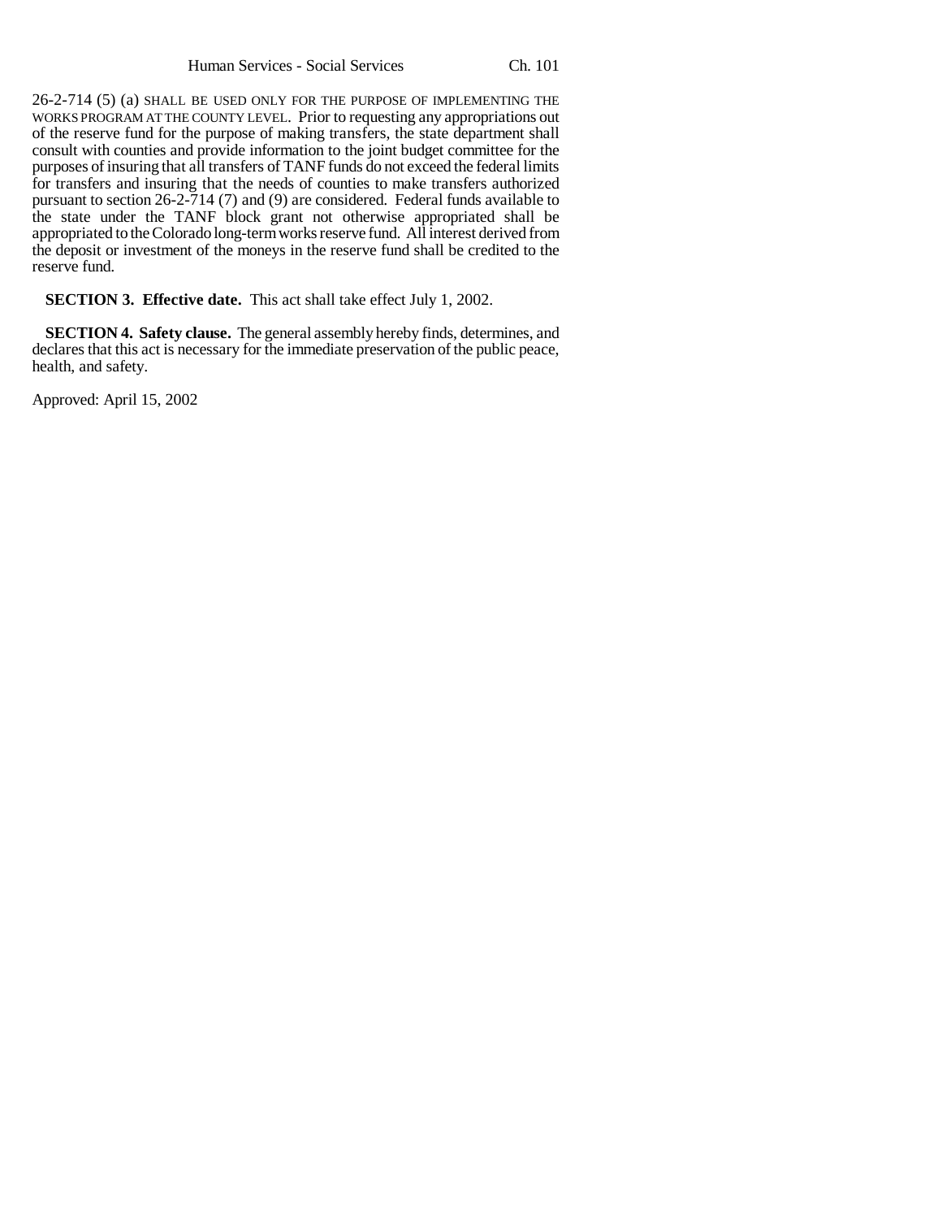26-2-714 (5) (a) SHALL BE USED ONLY FOR THE PURPOSE OF IMPLEMENTING THE WORKS PROGRAM AT THE COUNTY LEVEL. Prior to requesting any appropriations out of the reserve fund for the purpose of making transfers, the state department shall consult with counties and provide information to the joint budget committee for the purposes of insuring that all transfers of TANF funds do not exceed the federal limits for transfers and insuring that the needs of counties to make transfers authorized pursuant to section 26-2-714 (7) and (9) are considered. Federal funds available to the state under the TANF block grant not otherwise appropriated shall be appropriated to the Colorado long-term works reserve fund. All interest derived from the deposit or investment of the moneys in the reserve fund shall be credited to the reserve fund.

**SECTION 3. Effective date.** This act shall take effect July 1, 2002.

**SECTION 4. Safety clause.** The general assembly hereby finds, determines, and declares that this act is necessary for the immediate preservation of the public peace, health, and safety.

Approved: April 15, 2002